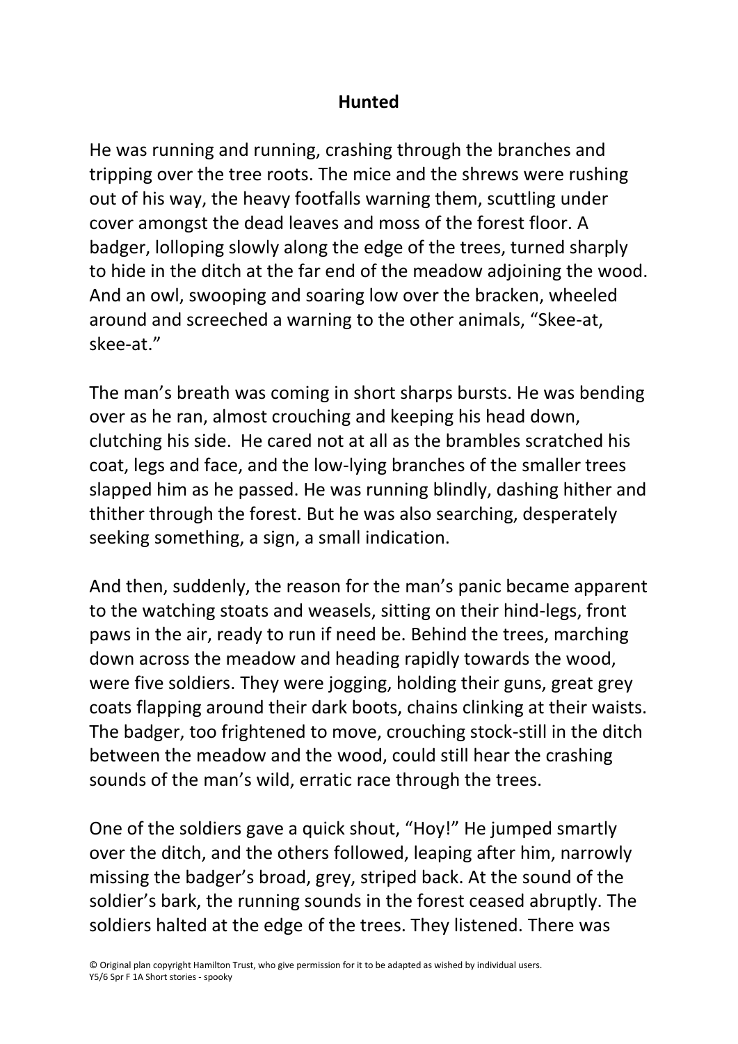# Hunted

He was running and running, crashing through the branches and tripping over the tree roots. The mice and the shrews were rushing out of his way, the heavy footfalls warning them, scuttling under cover amongst the dead leaves and moss of the forest floor. A badger, lolloping slowly along the edge of the trees, turned sharply to hide in the ditch at the far end of the meadow adjoining the wood. And an owl, swooping and soaring low over the bracken, wheeled around and screeched a warning to the other animals, "Skee-at, skee-at."

The man's breath was coming in short sharps bursts. He was bending over as he ran, almost crouching and keeping his head down, clutching his side. He cared not at all as the brambles scratched his coat, legs and face, and the low-lying branches of the smaller trees slapped him as he passed. He was running blindly, dashing hither and thither through the forest. But he was also searching, desperately seeking something, a sign, a small indication.

And then, suddenly, the reason for the man's panic became apparent to the watching stoats and weasels, sitting on their hind-legs, front paws in the air, ready to run if need be. Behind the trees, marching down across the meadow and heading rapidly towards the wood, were five soldiers. They were jogging, holding their guns, great grey coats flapping around their dark boots, chains clinking at their waists. The badger, too frightened to move, crouching stock-still in the ditch between the meadow and the wood, could still hear the crashing sounds of the man's wild, erratic race through the trees.

One of the soldiers gave a quick shout, "Hoy!" He jumped smartly over the ditch, and the others followed, leaping after him, narrowly missing the badger's broad, grey, striped back. At the sound of the soldier's bark, the running sounds in the forest ceased abruptly. The soldiers halted at the edge of the trees. They listened. There was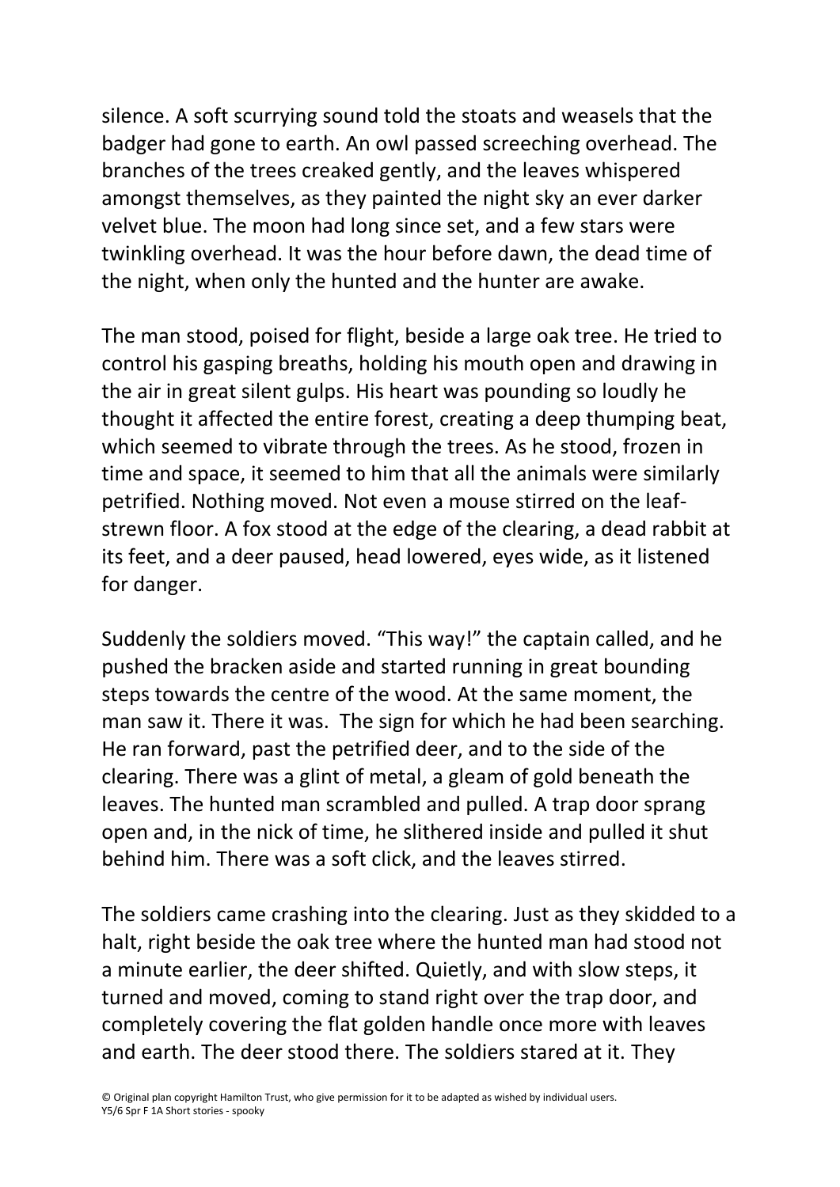silence. A soft scurrying sound told the stoats and weasels that the badger had gone to earth. An owl passed screeching overhead. The branches of the trees creaked gently, and the leaves whispered amongst themselves, as they painted the night sky an ever darker velvet blue. The moon had long since set, and a few stars were twinkling overhead. It was the hour before dawn, the dead time of the night, when only the hunted and the hunter are awake.

The man stood, poised for flight, beside a large oak tree. He tried to control his gasping breaths, holding his mouth open and drawing in the air in great silent gulps. His heart was pounding so loudly he thought it affected the entire forest, creating a deep thumping beat, which seemed to vibrate through the trees. As he stood, frozen in time and space, it seemed to him that all the animals were similarly petrified. Nothing moved. Not even a mouse stirred on the leaf-strewn floor. A fox stood at the edge of the clearing, a dead rabbit at its feet, and a deer paused, head lowered, eyes wide, as it listened for danger.

Suddenly the soldiers moved. "This way!" the captain called, and he pushed the bracken aside and started running in great bounding steps towards the centre of the wood. At the same moment, the man saw it. There it was. The sign for which he had been searching. He ran forward, past the petrified deer, and to the side of the clearing. There was a glint of metal, a gleam of gold beneath the leaves. The hunted man scrambled and pulled. A trap door sprang open and, in the nick of time, he slithered inside and pulled it shut behind him. There was a soft click, and the leaves stirred.

The soldiers came crashing into the clearing. Just as they skidded to a halt, right beside the oak tree where the hunted man had stood not a minute earlier, the deer shifted. Quietly, and with slow steps, it turned and moved, coming to stand right over the trap door, and completely covering the flat golden handle once more with leaves and earth. The deer stood there. The soldiers stared at it. They

© Original plan copyright Hamilton Trust, who give permission for it to be adapted as wished by individual users.
Y5/6 Spr F 1A Short stories - spooky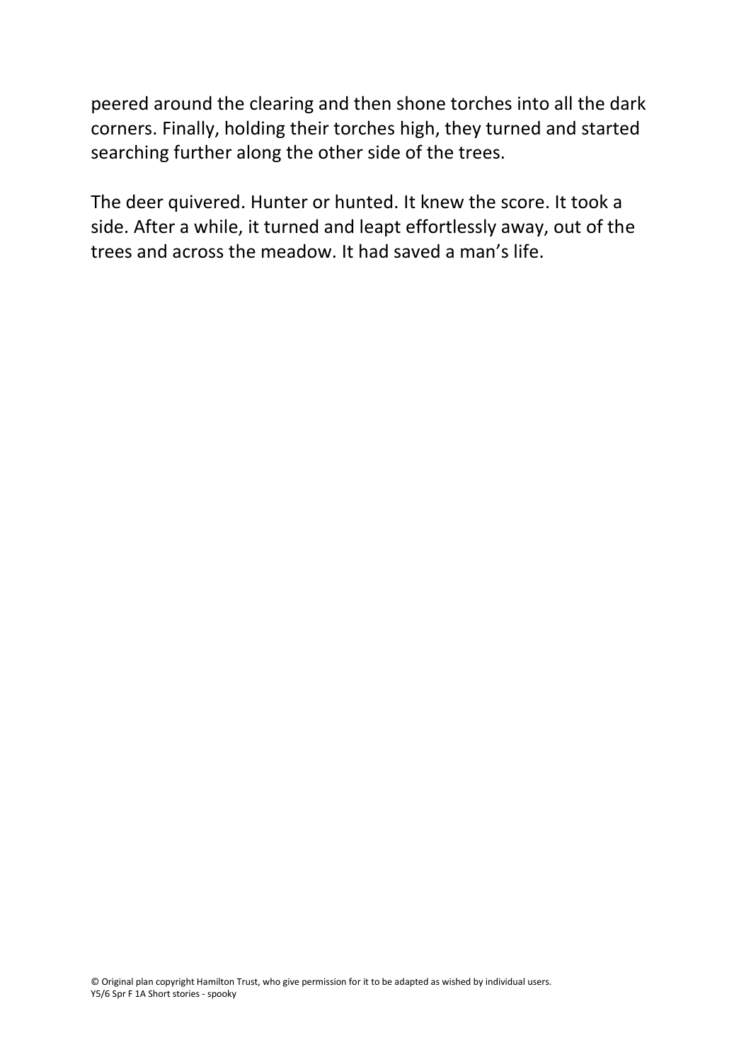peered around the clearing and then shone torches into all the dark corners. Finally, holding their torches high, they turned and started searching further along the other side of the trees.

The deer quivered. Hunter or hunted. It knew the score. It took a side. After a while, it turned and leapt effortlessly away, out of the trees and across the meadow. It had saved a man's life.